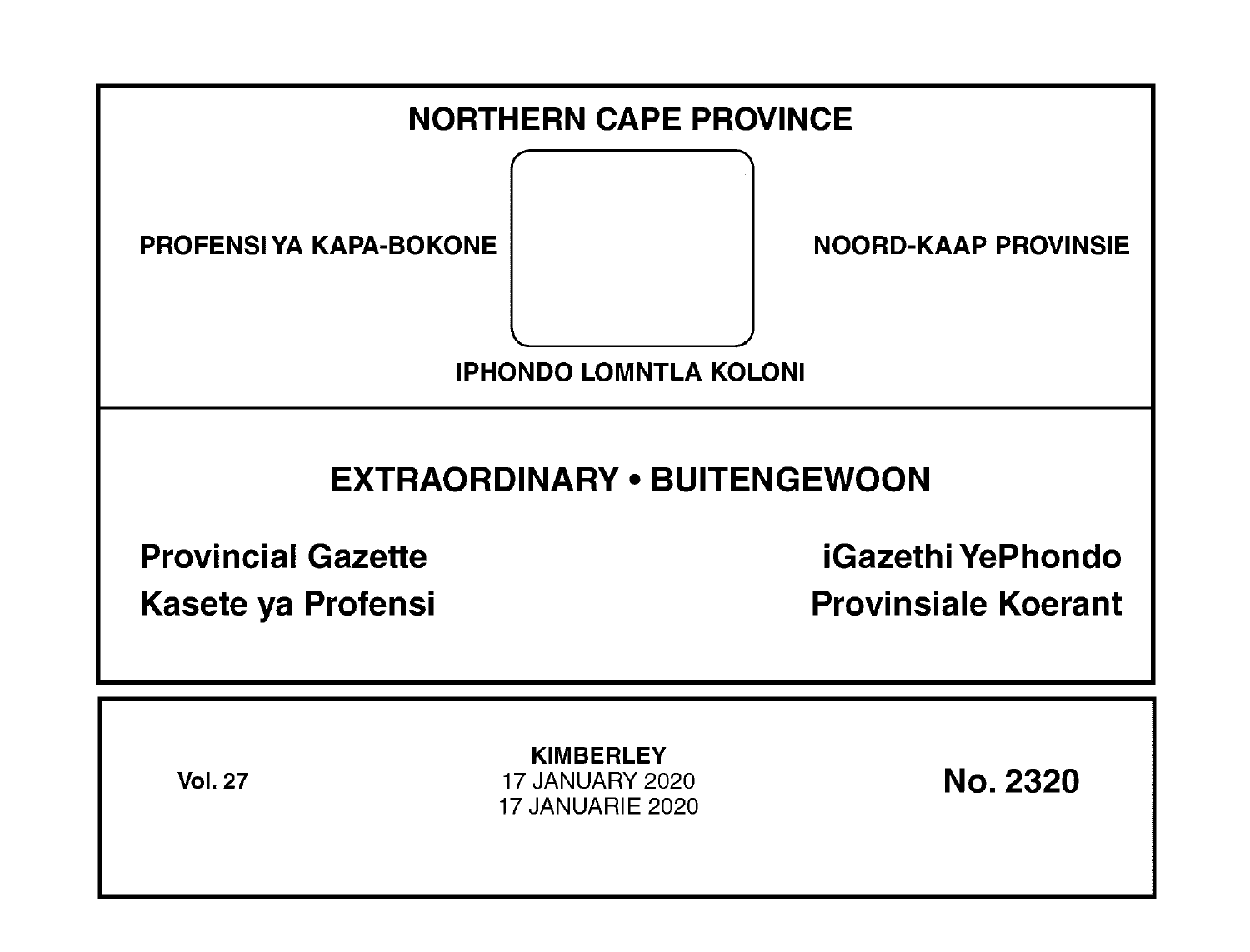# NORTHERN CAPE PROVINCE

PROFENSI YA KAPA-BOKONE

NOORD-KAAP PROVINSIE

IPHONDO LOMNTLA KOLONI

## EXTRAORDINARY • BUITENGEWOON

**Provincial Gazette**

**iGazethi YePhondo**

**Kasete ya Profensi**

**Provinsiale Koerant**

**Vol. 27**

**KIMBERLEY**
17 JANUARY 2020
17 JANUARIE 2020

**No. 2320**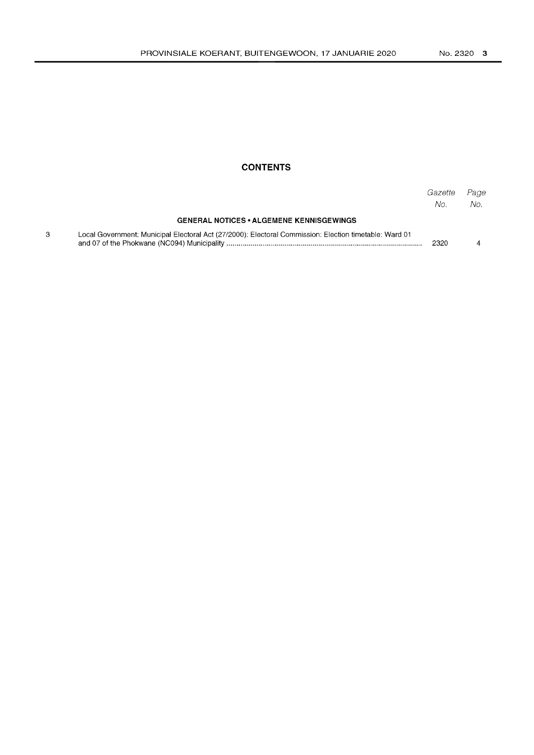## CONTENTS

| | | Gazette No. | Page No. |
|---|---|---|---|
| | **GENERAL NOTICES • ALGEMENE KENNISGEWINGS** | | |
| 3 | Local Government: Municipal Electoral Act (27/2000): Electoral Commission: Election timetable: Ward 01 and 07 of the Phokwane (NC094) Municipality | 2320 | 4 |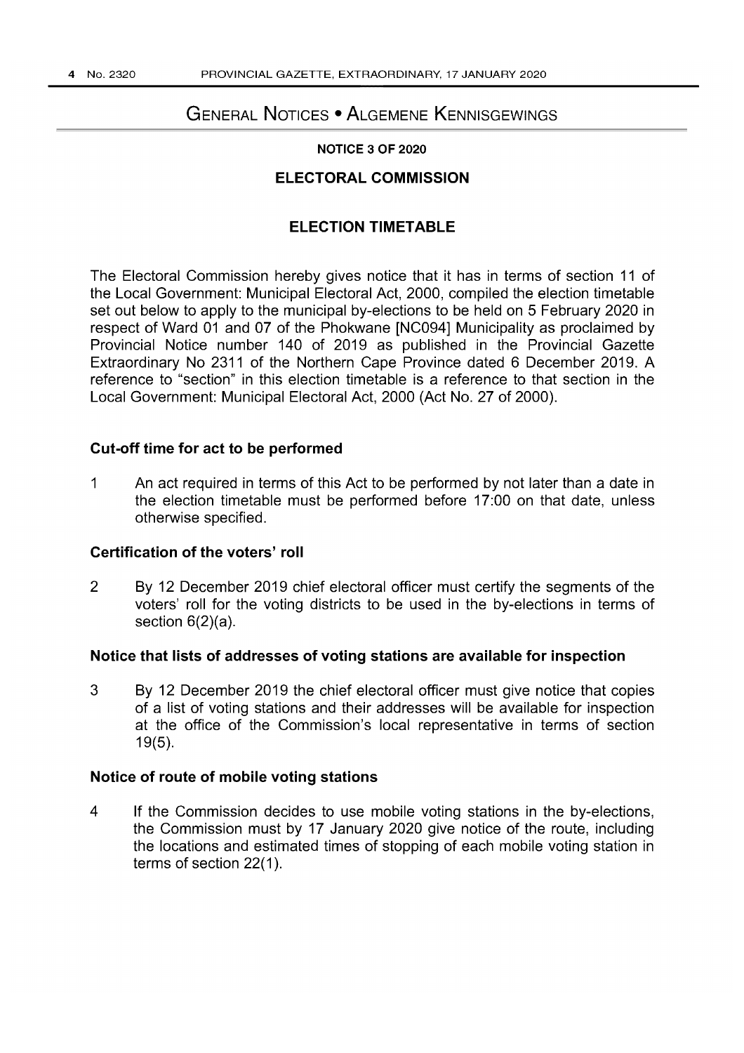## General Notices • Algemene Kennisgewings

### NOTICE 3 OF 2020

### ELECTORAL COMMISSION

### ELECTION TIMETABLE

The Electoral Commission hereby gives notice that it has in terms of section 11 of the Local Government: Municipal Electoral Act, 2000, compiled the election timetable set out below to apply to the municipal by-elections to be held on 5 February 2020 in respect of Ward 01 and 07 of the Phokwane [NC094] Municipality as proclaimed by Provincial Notice number 140 of 2019 as published in the Provincial Gazette Extraordinary No 2311 of the Northern Cape Province dated 6 December 2019. A reference to "section" in this election timetable is a reference to that section in the Local Government: Municipal Electoral Act, 2000 (Act No. 27 of 2000).

**Cut-off time for act to be performed**

1 An act required in terms of this Act to be performed by not later than a date in the election timetable must be performed before 17:00 on that date, unless otherwise specified.

**Certification of the voters' roll**

2 By 12 December 2019 chief electoral officer must certify the segments of the voters' roll for the voting districts to be used in the by-elections in terms of section 6(2)(a).

**Notice that lists of addresses of voting stations are available for inspection**

3 By 12 December 2019 the chief electoral officer must give notice that copies of a list of voting stations and their addresses will be available for inspection at the office of the Commission's local representative in terms of section 19(5).

**Notice of route of mobile voting stations**

4 If the Commission decides to use mobile voting stations in the by-elections, the Commission must by 17 January 2020 give notice of the route, including the locations and estimated times of stopping of each mobile voting station in terms of section 22(1).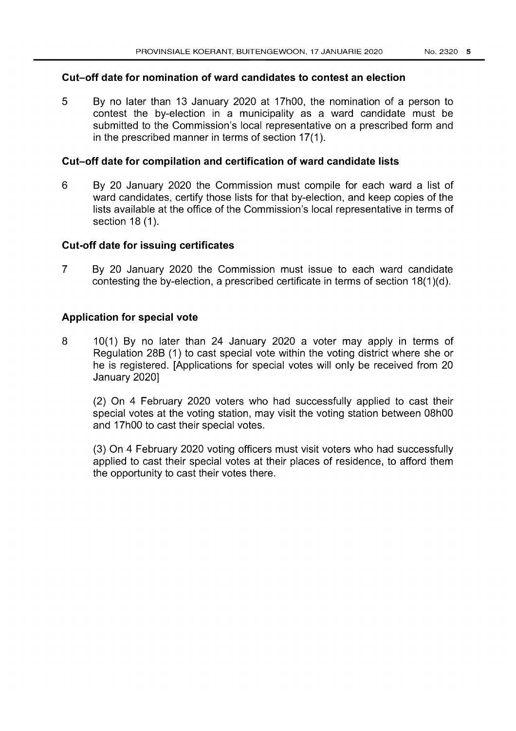### Cut–off date for nomination of ward candidates to contest an election

5 By no later than 13 January 2020 at 17h00, the nomination of a person to contest the by-election in a municipality as a ward candidate must be submitted to the Commission's local representative on a prescribed form and in the prescribed manner in terms of section 17(1).

### Cut–off date for compilation and certification of ward candidate lists

6 By 20 January 2020 the Commission must compile for each ward a list of ward candidates, certify those lists for that by-election, and keep copies of the lists available at the office of the Commission's local representative in terms of section 18 (1).

### Cut-off date for issuing certificates

7 By 20 January 2020 the Commission must issue to each ward candidate contesting the by-election, a prescribed certificate in terms of section 18(1)(d).

### Application for special vote

8 10(1) By no later than 24 January 2020 a voter may apply in terms of Regulation 28B (1) to cast special vote within the voting district where she or he is registered. [Applications for special votes will only be received from 20 January 2020]

(2) On 4 February 2020 voters who had successfully applied to cast their special votes at the voting station, may visit the voting station between 08h00 and 17h00 to cast their special votes.

(3) On 4 February 2020 voting officers must visit voters who had successfully applied to cast their special votes at their places of residence, to afford them the opportunity to cast their votes there.